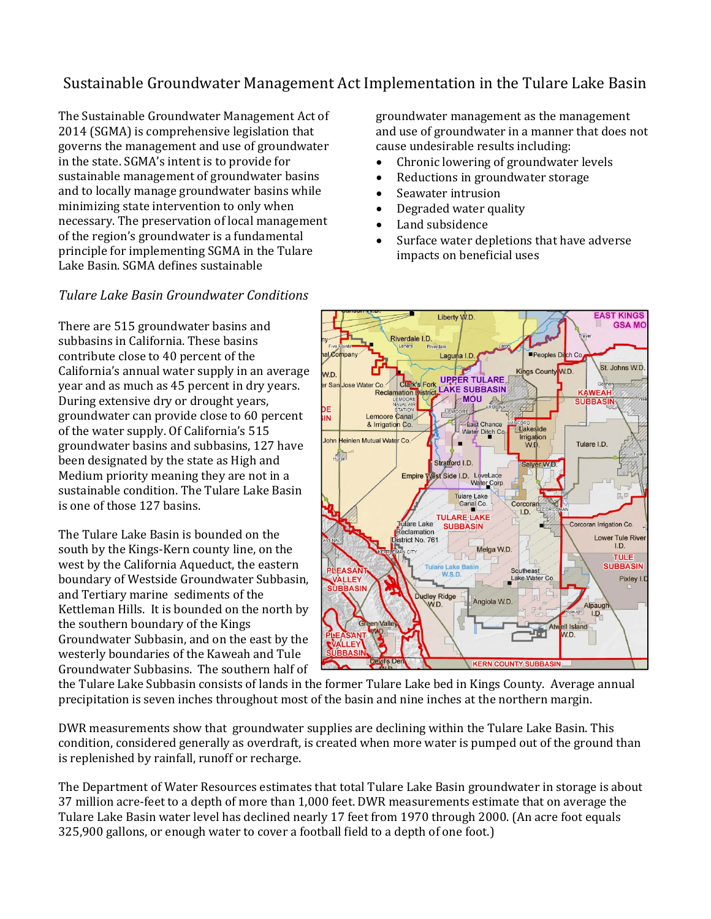# Sustainable Groundwater Management Act Implementation in the Tulare Lake Basin

The Sustainable Groundwater Management Act of 2014 (SGMA) is comprehensive legislation that governs the management and use of groundwater in the state. SGMA's intent is to provide for sustainable management of groundwater basins and to locally manage groundwater basins while minimizing state intervention to only when necessary. The preservation of local management of the region's groundwater is a fundamental principle for implementing SGMA in the Tulare Lake Basin. SGMA defines sustainable groundwater management as the management and use of groundwater in a manner that does not cause undesirable results including:

- Chronic lowering of groundwater levels
- Reductions in groundwater storage
- Seawater intrusion
- Degraded water quality
- Land subsidence
- Surface water depletions that have adverse impacts on beneficial uses

*Tulare Lake Basin Groundwater Conditions*

There are 515 groundwater basins and subbasins in California. These basins contribute close to 40 percent of the California's annual water supply in an average year and as much as 45 percent in dry years. During extensive dry or drought years, groundwater can provide close to 60 percent of the water supply. Of California's 515 groundwater basins and subbasins, 127 have been designated by the state as High and Medium priority meaning they are not in a sustainable condition. The Tulare Lake Basin is one of those 127 basins.

The Tulare Lake Basin is bounded on the south by the Kings-Kern county line, on the west by the California Aqueduct, the eastern boundary of Westside Groundwater Subbasin, and Tertiary marine sediments of the Kettleman Hills. It is bounded on the north by the southern boundary of the Kings Groundwater Subbasin, and on the east by the westerly boundaries of the Kaweah and Tule Groundwater Subbasins. The southern half of the Tulare Lake Subbasin consists of lands in the former Tulare Lake bed in Kings County. Average annual precipitation is seven inches throughout most of the basin and nine inches at the northern margin.

DWR measurements show that groundwater supplies are declining within the Tulare Lake Basin. This condition, considered generally as overdraft, is created when more water is pumped out of the ground than is replenished by rainfall, runoff or recharge.

The Department of Water Resources estimates that total Tulare Lake Basin groundwater in storage is about 37 million acre-feet to a depth of more than 1,000 feet. DWR measurements estimate that on average the Tulare Lake Basin water level has declined nearly 17 feet from 1970 through 2000. (An acre foot equals 325,900 gallons, or enough water to cover a football field to a depth of one foot.)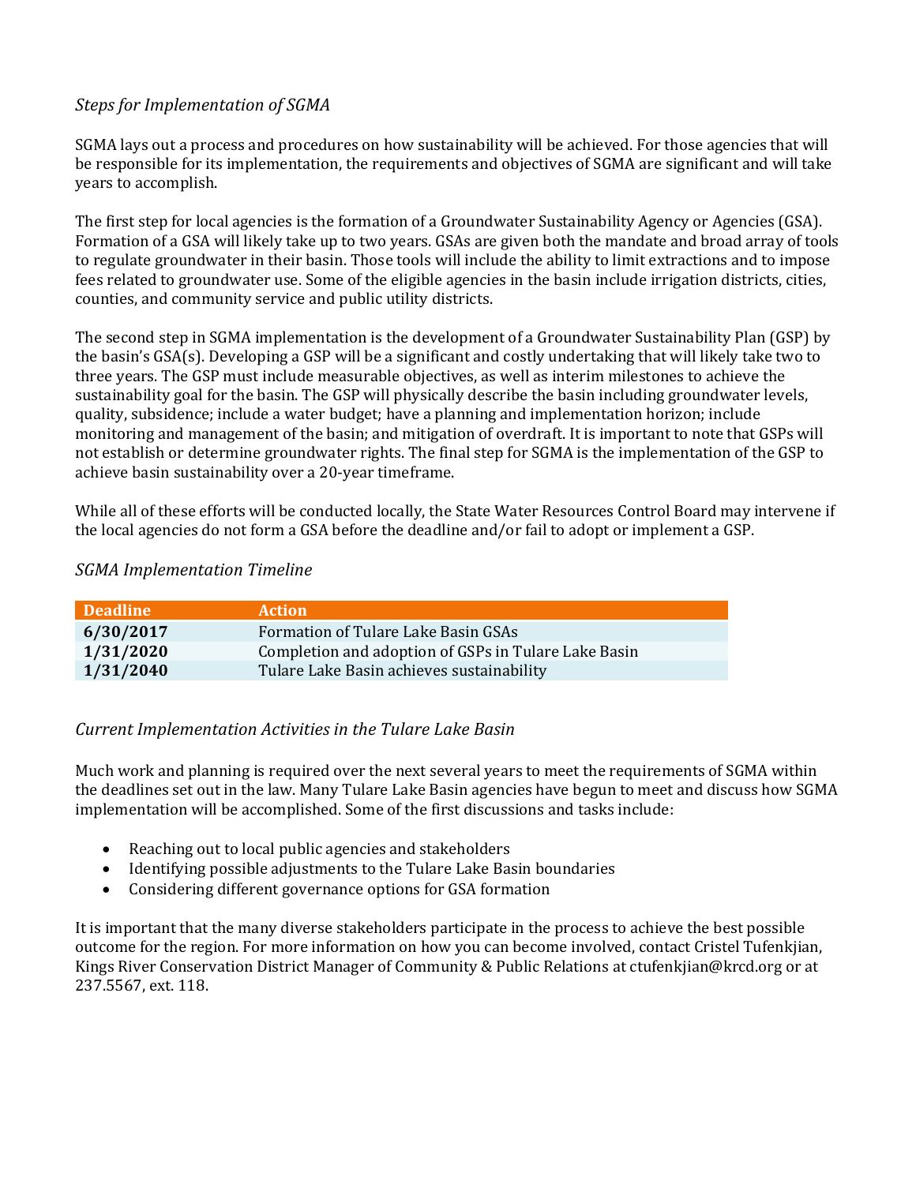### *Steps for Implementation of SGMA*

SGMA lays out a process and procedures on how sustainability will be achieved. For those agencies that will be responsible for its implementation, the requirements and objectives of SGMA are significant and will take years to accomplish.

The first step for local agencies is the formation of a Groundwater Sustainability Agency or Agencies (GSA). Formation of a GSA will likely take up to two years. GSAs are given both the mandate and broad array of tools to regulate groundwater in their basin. Those tools will include the ability to limit extractions and to impose fees related to groundwater use. Some of the eligible agencies in the basin include irrigation districts, cities, counties, and community service and public utility districts.

The second step in SGMA implementation is the development of a Groundwater Sustainability Plan (GSP) by the basin's GSA(s). Developing a GSP will be a significant and costly undertaking that will likely take two to three years. The GSP must include measurable objectives, as well as interim milestones to achieve the sustainability goal for the basin. The GSP will physically describe the basin including groundwater levels, quality, subsidence; include a water budget; have a planning and implementation horizon; include monitoring and management of the basin; and mitigation of overdraft. It is important to note that GSPs will not establish or determine groundwater rights. The final step for SGMA is the implementation of the GSP to achieve basin sustainability over a 20-year timeframe.

While all of these efforts will be conducted locally, the State Water Resources Control Board may intervene if the local agencies do not form a GSA before the deadline and/or fail to adopt or implement a GSP.

### *SGMA Implementation Timeline*

| Deadline | Action |
|---|---|
| **6/30/2017** | Formation of Tulare Lake Basin GSAs |
| **1/31/2020** | Completion and adoption of GSPs in Tulare Lake Basin |
| **1/31/2040** | Tulare Lake Basin achieves sustainability |

### *Current Implementation Activities in the Tulare Lake Basin*

Much work and planning is required over the next several years to meet the requirements of SGMA within the deadlines set out in the law. Many Tulare Lake Basin agencies have begun to meet and discuss how SGMA implementation will be accomplished. Some of the first discussions and tasks include:

- Reaching out to local public agencies and stakeholders
- Identifying possible adjustments to the Tulare Lake Basin boundaries
- Considering different governance options for GSA formation

It is important that the many diverse stakeholders participate in the process to achieve the best possible outcome for the region. For more information on how you can become involved, contact Cristel Tufenkjian, Kings River Conservation District Manager of Community & Public Relations at ctufenkjian@krcd.org or at 237.5567, ext. 118.